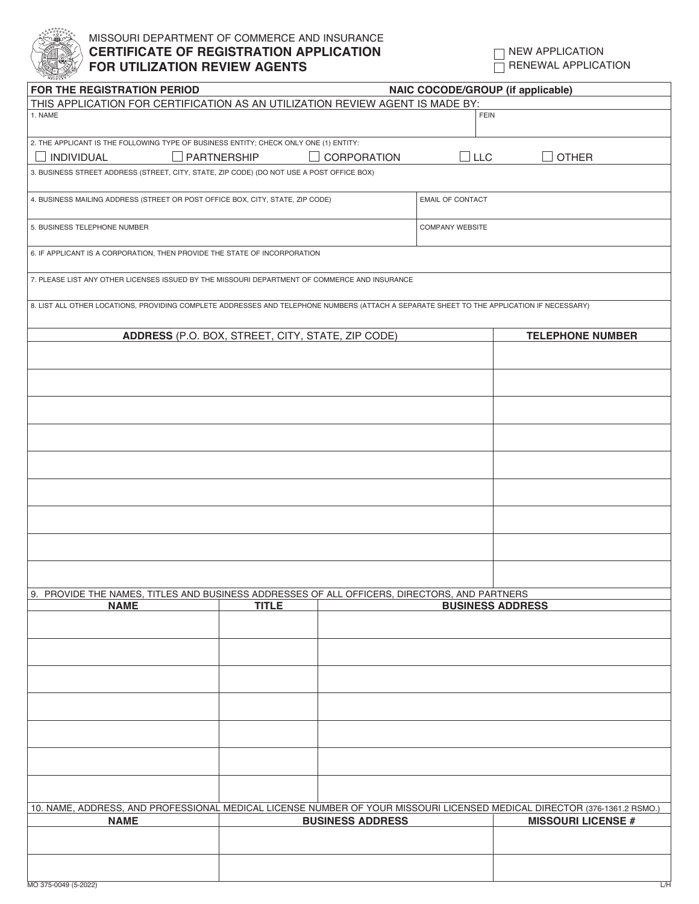MISSOURI DEPARTMENT OF COMMERCE AND INSURANCE

# CERTIFICATE OF REGISTRATION APPLICATION FOR UTILIZATION REVIEW AGENTS

☐ NEW APPLICATION
☐ RENEWAL APPLICATION

**FOR THE REGISTRATION PERIOD** | **NAIC COCODE/GROUP (if applicable)**

THIS APPLICATION FOR CERTIFICATION AS AN UTILIZATION REVIEW AGENT IS MADE BY:

| 1. NAME | FEIN |
|---|---|
| | |

2. THE APPLICANT IS THE FOLLOWING TYPE OF BUSINESS ENTITY; CHECK ONLY ONE (1) ENTITY:

☐ INDIVIDUAL ☐ PARTNERSHIP ☐ CORPORATION ☐ LLC ☐ OTHER

3. BUSINESS STREET ADDRESS (STREET, CITY, STATE, ZIP CODE) (DO NOT USE A POST OFFICE BOX)

| 4. BUSINESS MAILING ADDRESS (STREET OR POST OFFICE BOX, CITY, STATE, ZIP CODE) | EMAIL OF CONTACT |
|---|---|
| | |

| 5. BUSINESS TELEPHONE NUMBER | COMPANY WEBSITE |
|---|---|
| | |

6. IF APPLICANT IS A CORPORATION, THEN PROVIDE THE STATE OF INCORPORATION

7. PLEASE LIST ANY OTHER LICENSES ISSUED BY THE MISSOURI DEPARTMENT OF COMMERCE AND INSURANCE

8. LIST ALL OTHER LOCATIONS, PROVIDING COMPLETE ADDRESSES AND TELEPHONE NUMBERS (ATTACH A SEPARATE SHEET TO THE APPLICATION IF NECESSARY)

| **ADDRESS** (P.O. BOX, STREET, CITY, STATE, ZIP CODE) | **TELEPHONE NUMBER** |
|---|---|
| | |
| | |
| | |
| | |
| | |
| | |
| | |
| | |
| | |

9. PROVIDE THE NAMES, TITLES AND BUSINESS ADDRESSES OF ALL OFFICERS, DIRECTORS, AND PARTNERS

| **NAME** | **TITLE** | **BUSINESS ADDRESS** |
|---|---|---|
| | | |
| | | |
| | | |
| | | |
| | | |
| | | |
| | | |

10. NAME, ADDRESS, AND PROFESSIONAL MEDICAL LICENSE NUMBER OF YOUR MISSOURI LICENSED MEDICAL DIRECTOR (376-1361.2 RSMO.)

| **NAME** | **BUSINESS ADDRESS** | **MISSOURI LICENSE #** |
|---|---|---|
| | | |
| | | |

MO 375-0049 (5-2022)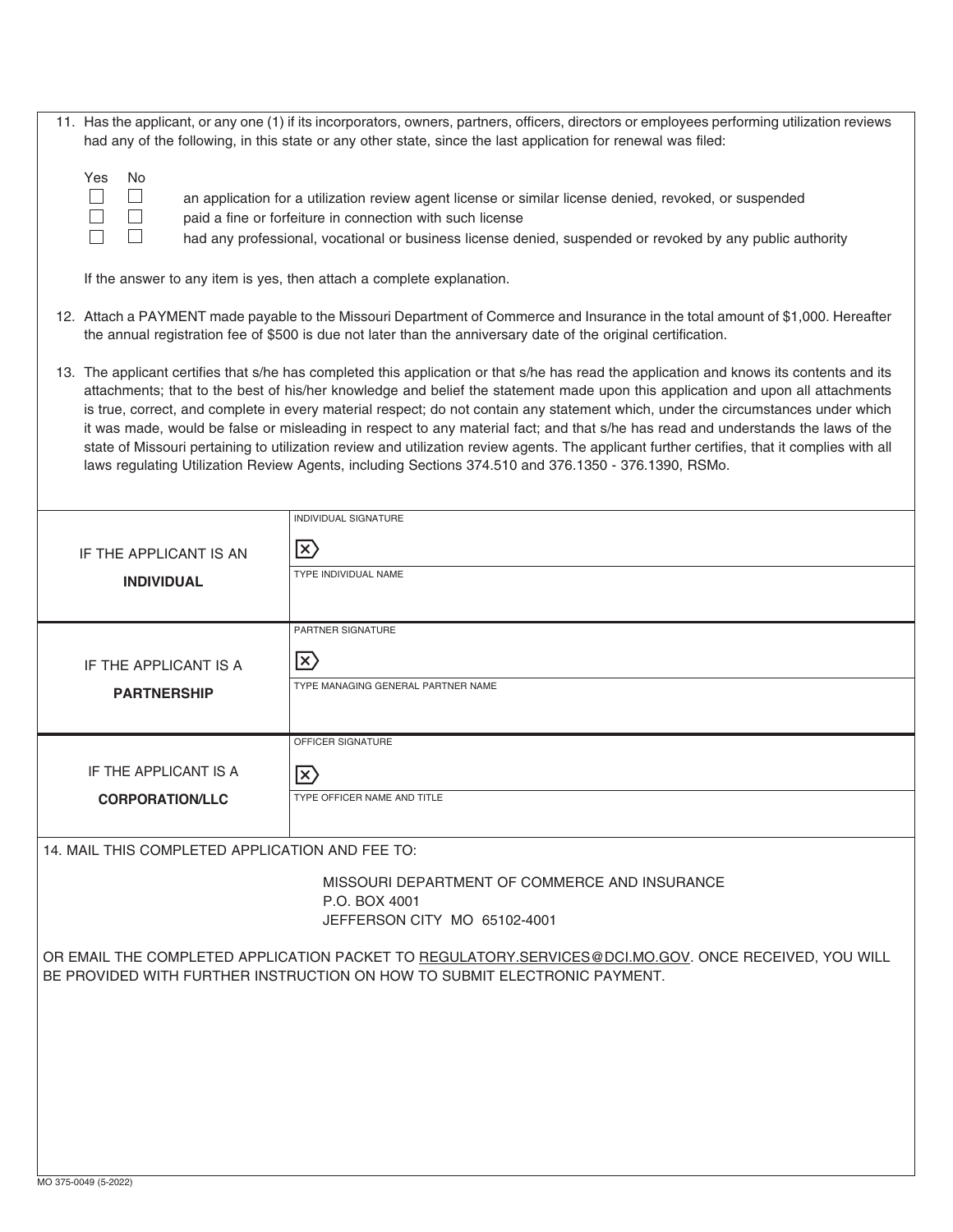11. Has the applicant, or any one (1) if its incorporators, owners, partners, officers, directors or employees performing utilization reviews had any of the following, in this state or any other state, since the last application for renewal was filed:

| Yes | No | |
|---|---|---|
| ☐ | ☐ | an application for a utilization review agent license or similar license denied, revoked, or suspended |
| ☐ | ☐ | paid a fine or forfeiture in connection with such license |
| ☐ | ☐ | had any professional, vocational or business license denied, suspended or revoked by any public authority |

If the answer to any item is yes, then attach a complete explanation.

12. Attach a PAYMENT made payable to the Missouri Department of Commerce and Insurance in the total amount of $1,000. Hereafter the annual registration fee of $500 is due not later than the anniversary date of the original certification.

13. The applicant certifies that s/he has completed this application or that s/he has read the application and knows its contents and its attachments; that to the best of his/her knowledge and belief the statement made upon this application and upon all attachments is true, correct, and complete in every material respect; do not contain any statement which, under the circumstances under which it was made, would be false or misleading in respect to any material fact; and that s/he has read and understands the laws of the state of Missouri pertaining to utilization review and utilization review agents. The applicant further certifies, that it complies with all laws regulating Utilization Review Agents, including Sections 374.510 and 376.1350 - 376.1390, RSMo.

| | |
|---|---|
| IF THE APPLICANT IS AN **INDIVIDUAL** | INDIVIDUAL SIGNATURE |
| | TYPE INDIVIDUAL NAME |
| IF THE APPLICANT IS A **PARTNERSHIP** | PARTNER SIGNATURE |
| | TYPE MANAGING GENERAL PARTNER NAME |
| IF THE APPLICANT IS A **CORPORATION/LLC** | OFFICER SIGNATURE |
| | TYPE OFFICER NAME AND TITLE |

14. MAIL THIS COMPLETED APPLICATION AND FEE TO:

MISSOURI DEPARTMENT OF COMMERCE AND INSURANCE
P.O. BOX 4001
JEFFERSON CITY MO 65102-4001

OR EMAIL THE COMPLETED APPLICATION PACKET TO REGULATORY.SERVICES@DCI.MO.GOV. ONCE RECEIVED, YOU WILL BE PROVIDED WITH FURTHER INSTRUCTION ON HOW TO SUBMIT ELECTRONIC PAYMENT.

MO 375-0049 (5-2022)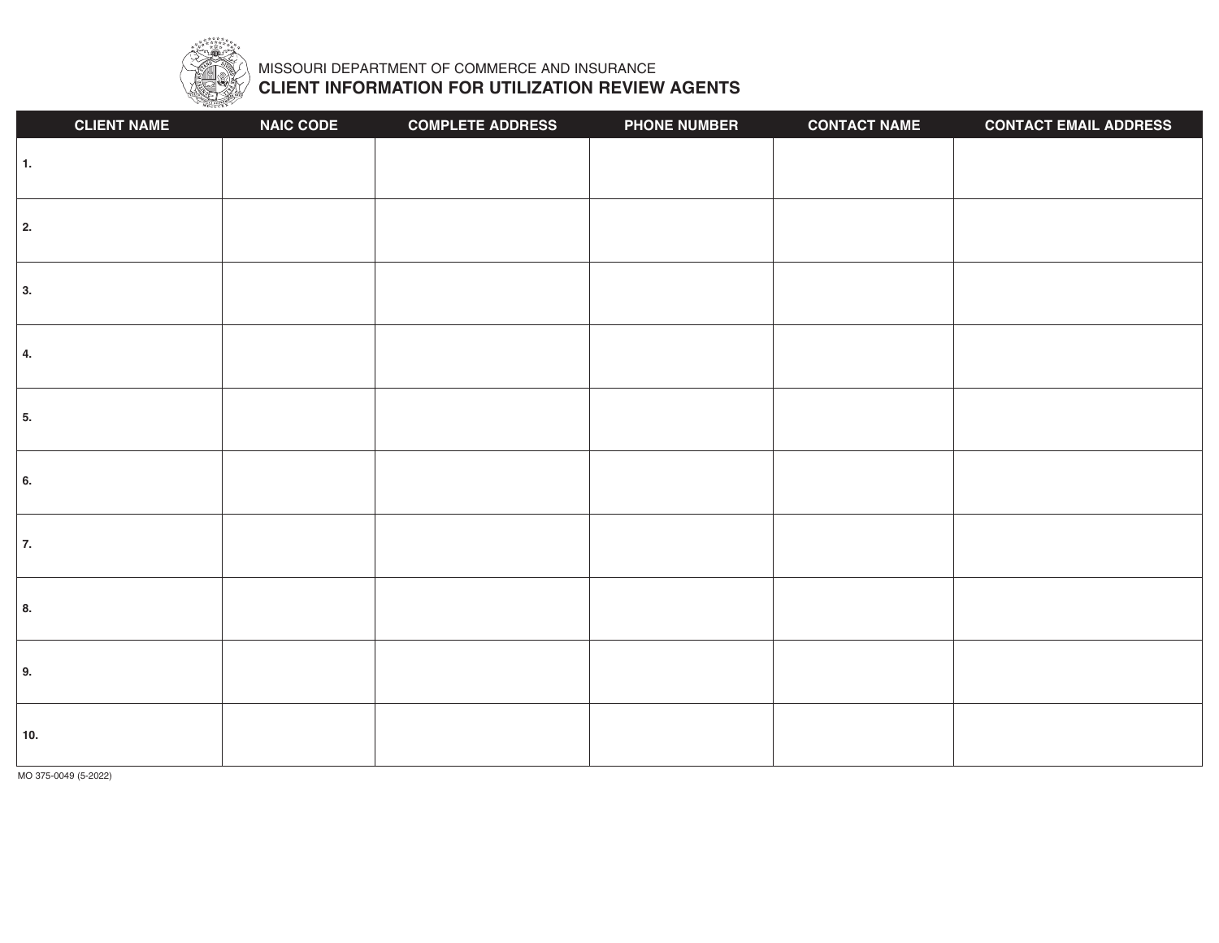MISSOURI DEPARTMENT OF COMMERCE AND INSURANCE

# CLIENT INFORMATION FOR UTILIZATION REVIEW AGENTS

| CLIENT NAME | NAIC CODE | COMPLETE ADDRESS | PHONE NUMBER | CONTACT NAME | CONTACT EMAIL ADDRESS |
|---|---|---|---|---|---|
| 1. | | | | | |
| 2. | | | | | |
| 3. | | | | | |
| 4. | | | | | |
| 5. | | | | | |
| 6. | | | | | |
| 7. | | | | | |
| 8. | | | | | |
| 9. | | | | | |
| 10. | | | | | |

MO 375-0049 (5-2022)